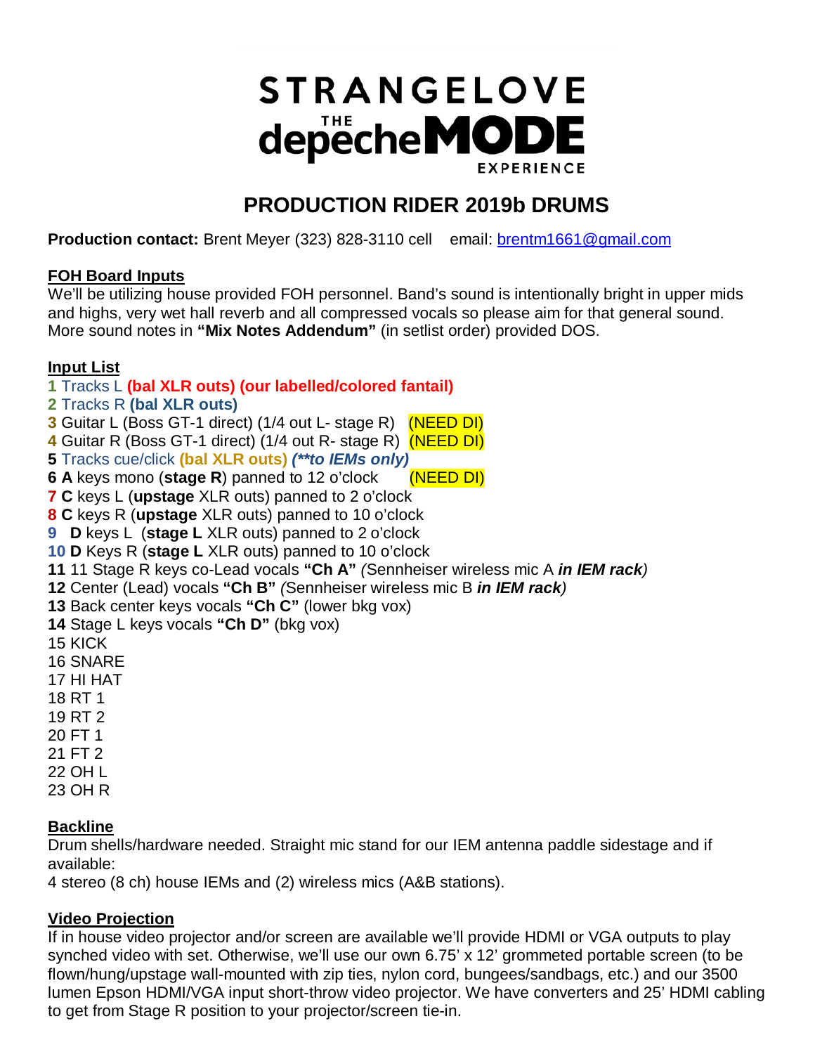# STRANGELOVE THE depecheMODE EXPERIENCE

## PRODUCTION RIDER 2019b DRUMS

**Production contact:** Brent Meyer (323) 828-3110 cell email: brentm1661@gmail.com

**FOH Board Inputs**

We'll be utilizing house provided FOH personnel. Band's sound is intentionally bright in upper mids and highs, very wet hall reverb and all compressed vocals so please aim for that general sound. More sound notes in **"Mix Notes Addendum"** (in setlist order) provided DOS.

**Input List**

**1** Tracks L **(bal XLR outs) (our labelled/colored fantail)**
**2** Tracks R **(bal XLR outs)**
**3** Guitar L (Boss GT-1 direct) (1/4 out L- stage R) (NEED DI)
**4** Guitar R (Boss GT-1 direct) (1/4 out R- stage R) (NEED DI)
**5** Tracks cue/click **(bal XLR outs)** ***(\*\*to IEMs only)***
**6 A** keys mono (**stage R**) panned to 12 o'clock (NEED DI)
**7 C** keys L (**upstage** XLR outs) panned to 2 o'clock
**8 C** keys R (**upstage** XLR outs) panned to 10 o'clock
**9 D** keys L (**stage L** XLR outs) panned to 2 o'clock
**10 D** Keys R (**stage L** XLR outs) panned to 10 o'clock
**11** 11 Stage R keys co-Lead vocals **"Ch A"** *(*Sennheiser wireless mic A ***in IEM rack****)*
**12** Center (Lead) vocals **"Ch B"** *(*Sennheiser wireless mic B ***in IEM rack****)*
**13** Back center keys vocals **"Ch C"** (lower bkg vox)
**14** Stage L keys vocals **"Ch D"** (bkg vox)
15 KICK
16 SNARE
17 HI HAT
18 RT 1
19 RT 2
20 FT 1
21 FT 2
22 OH L
23 OH R

**Backline**

Drum shells/hardware needed. Straight mic stand for our IEM antenna paddle sidestage and if available:
4 stereo (8 ch) house IEMs and (2) wireless mics (A&B stations).

**Video Projection**

If in house video projector and/or screen are available we'll provide HDMI or VGA outputs to play synched video with set. Otherwise, we'll use our own 6.75' x 12' grommeted portable screen (to be flown/hung/upstage wall-mounted with zip ties, nylon cord, bungees/sandbags, etc.) and our 3500 lumen Epson HDMI/VGA input short-throw video projector. We have converters and 25' HDMI cabling to get from Stage R position to your projector/screen tie-in.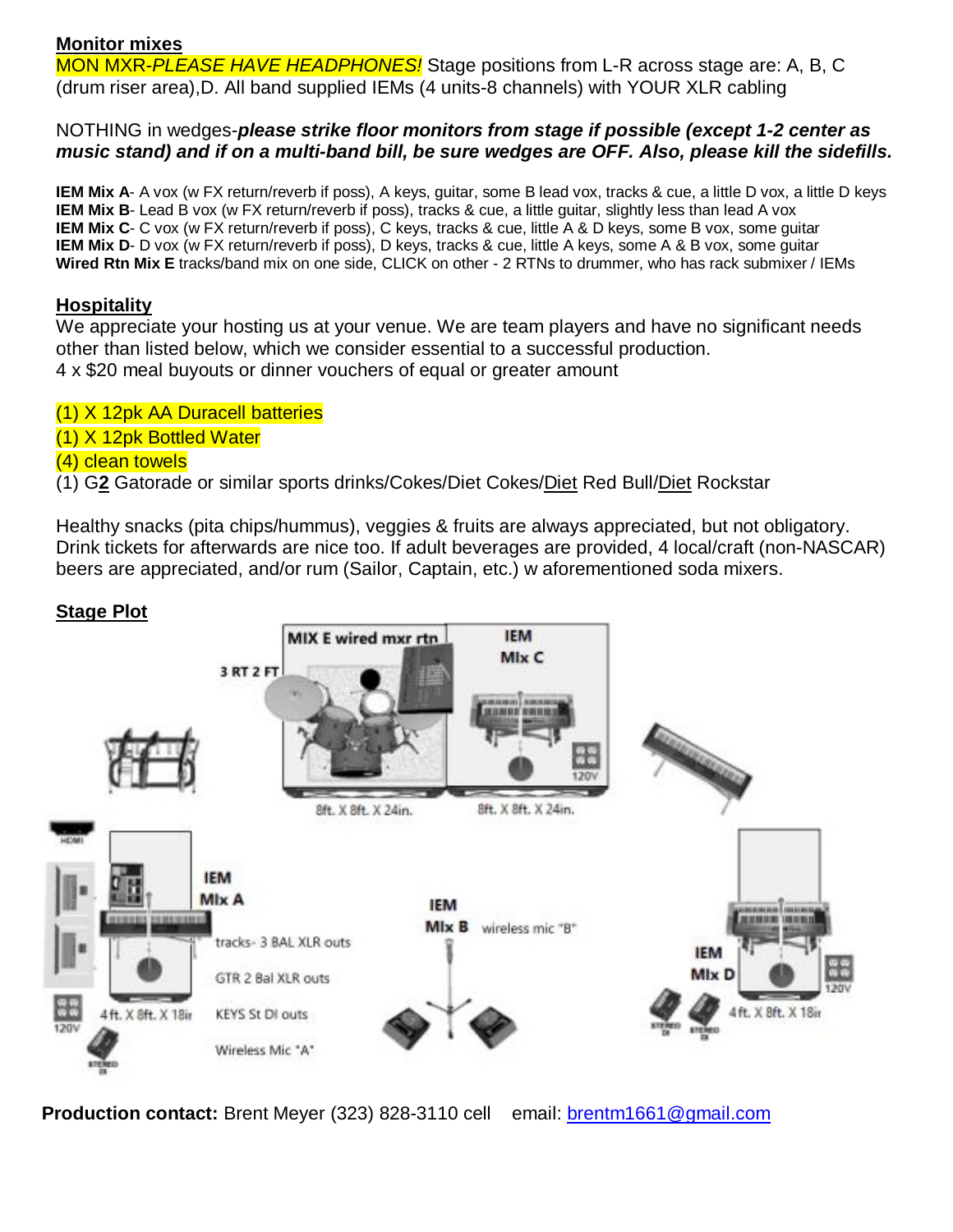## Monitor mixes

MON MXR-*PLEASE HAVE HEADPHONES!* Stage positions from L-R across stage are: A, B, C (drum riser area),D. All band supplied IEMs (4 units-8 channels) with YOUR XLR cabling

NOTHING in wedges-***please strike floor monitors from stage if possible (except 1-2 center as music stand) and if on a multi-band bill, be sure wedges are OFF. Also, please kill the sidefills.***

**IEM Mix A**- A vox (w FX return/reverb if poss), A keys, guitar, some B lead vox, tracks & cue, a little D vox, a little D keys
**IEM Mix B**- Lead B vox (w FX return/reverb if poss), tracks & cue, a little guitar, slightly less than lead A vox
**IEM Mix C**- C vox (w FX return/reverb if poss), C keys, tracks & cue, little A & D keys, some B vox, some guitar
**IEM Mix D**- D vox (w FX return/reverb if poss), D keys, tracks & cue, little A keys, some A & B vox, some guitar
**Wired Rtn Mix E** tracks/band mix on one side, CLICK on other - 2 RTNs to drummer, who has rack submixer / IEMs

## Hospitality

We appreciate your hosting us at your venue. We are team players and have no significant needs other than listed below, which we consider essential to a successful production.
4 x $20 meal buyouts or dinner vouchers of equal or greater amount

(1) X 12pk AA Duracell batteries
(1) X 12pk Bottled Water
(4) clean towels
(1) G**2** Gatorade or similar sports drinks/Cokes/Diet Cokes/Diet Red Bull/Diet Rockstar

Healthy snacks (pita chips/hummus), veggies & fruits are always appreciated, but not obligatory. Drink tickets for afterwards are nice too. If adult beverages are provided, 4 local/craft (non-NASCAR) beers are appreciated, and/or rum (Sailor, Captain, etc.) w aforementioned soda mixers.

## Stage Plot

MIX E wired mxr rtn
3 RT 2 FT
IEM Mix C
120V
8ft. X 8ft. X 24in.
8ft. X 8ft. X 24in.
HDMI
IEM Mix A
tracks- 3 BAL XLR outs
GTR 2 Bal XLR outs
KEYS St DI outs
Wireless Mic "A"
120V
4 ft. X 8ft. X 18in
STEREO DI
IEM Mix B
wireless mic "B"
IEM Mix D
120V
4 ft. X 8ft. X 18in
STEREO DI
STEREO DI

**Production contact:** Brent Meyer (323) 828-3110 cell email: brentm1661@gmail.com